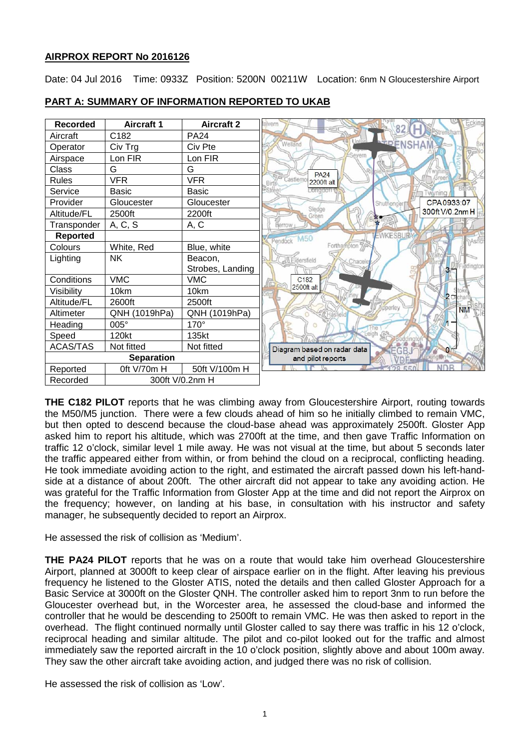## AIRPROX REPORT No 2016126

Date: 04 Jul 2016 Time: 0933Z Position: 5200N 00211W Location: 6nm N Gloucestershire Airport

## PART A: SUMMARY OF INFORMATION REPORTED TO UKAB

| Recorded | Aircraft 1 | Aircraft 2 |
|---|---|---|
| Aircraft | C182 | PA24 |
| Operator | Civ Trg | Civ Pte |
| Airspace | Lon FIR | Lon FIR |
| Class | G | G |
| Rules | VFR | VFR |
| Service | Basic | Basic |
| Provider | Gloucester | Gloucester |
| Altitude/FL | 2500ft | 2200ft |
| Transponder | A, C, S | A, C |
| **Reported** | | |
| Colours | White, Red | Blue, white |
| Lighting | NK | Beacon, Strobes, Landing |
| Conditions | VMC | VMC |
| Visibility | 10km | 10km |
| Altitude/FL | 2600ft | 2500ft |
| Altimeter | QNH (1019hPa) | QNH (1019hPa) |
| Heading | 005° | 170° |
| Speed | 120kt | 135kt |
| ACAS/TAS | Not fitted | Not fitted |
| **Separation** | | |
| Reported | 0ft V/70m H | 50ft V/100m H |
| Recorded | 300ft V/0.2nm H | |

PA24 2200ft alt

CPA 0933:07 300ft V/0.2nm H

C182 2500ft alt

Diagram based on radar data and pilot reports

**THE C182 PILOT** reports that he was climbing away from Gloucestershire Airport, routing towards the M50/M5 junction. There were a few clouds ahead of him so he initially climbed to remain VMC, but then opted to descend because the cloud-base ahead was approximately 2500ft. Gloster App asked him to report his altitude, which was 2700ft at the time, and then gave Traffic Information on traffic 12 o'clock, similar level 1 mile away. He was not visual at the time, but about 5 seconds later the traffic appeared either from within, or from behind the cloud on a reciprocal, conflicting heading. He took immediate avoiding action to the right, and estimated the aircraft passed down his left-hand-side at a distance of about 200ft. The other aircraft did not appear to take any avoiding action. He was grateful for the Traffic Information from Gloster App at the time and did not report the Airprox on the frequency; however, on landing at his base, in consultation with his instructor and safety manager, he subsequently decided to report an Airprox.

He assessed the risk of collision as 'Medium'.

**THE PA24 PILOT** reports that he was on a route that would take him overhead Gloucestershire Airport, planned at 3000ft to keep clear of airspace earlier on in the flight. After leaving his previous frequency he listened to the Gloster ATIS, noted the details and then called Gloster Approach for a Basic Service at 3000ft on the Gloster QNH. The controller asked him to report 3nm to run before the Gloucester overhead but, in the Worcester area, he assessed the cloud-base and informed the controller that he would be descending to 2500ft to remain VMC. He was then asked to report in the overhead. The flight continued normally until Gloster called to say there was traffic in his 12 o'clock, reciprocal heading and similar altitude. The pilot and co-pilot looked out for the traffic and almost immediately saw the reported aircraft in the 10 o'clock position, slightly above and about 100m away. They saw the other aircraft take avoiding action, and judged there was no risk of collision.

He assessed the risk of collision as 'Low'.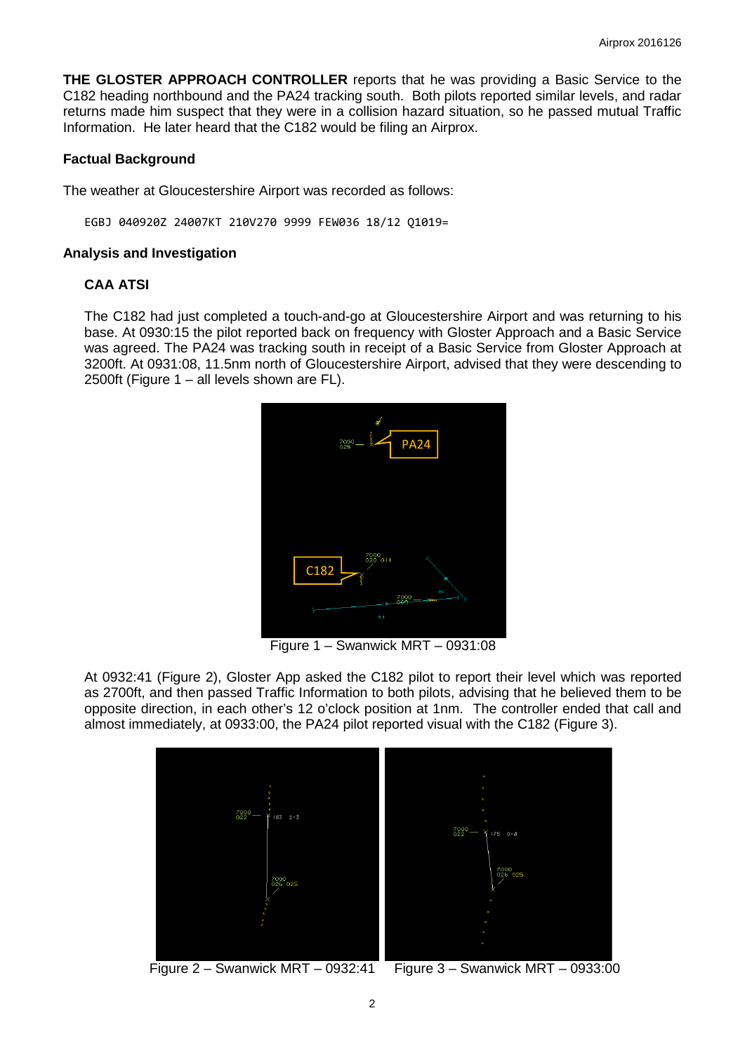**THE GLOSTER APPROACH CONTROLLER** reports that he was providing a Basic Service to the C182 heading northbound and the PA24 tracking south. Both pilots reported similar levels, and radar returns made him suspect that they were in a collision hazard situation, so he passed mutual Traffic Information. He later heard that the C182 would be filing an Airprox.

### Factual Background

The weather at Gloucestershire Airport was recorded as follows:

```
EGBJ 040920Z 24007KT 210V270 9999 FEW036 18/12 Q1019=
```

### Analysis and Investigation

#### CAA ATSI

The C182 had just completed a touch-and-go at Gloucestershire Airport and was returning to his base. At 0930:15 the pilot reported back on frequency with Gloster Approach and a Basic Service was agreed. The PA24 was tracking south in receipt of a Basic Service from Gloster Approach at 3200ft. At 0931:08, 11.5nm north of Gloucestershire Airport, advised that they were descending to 2500ft (Figure 1 – all levels shown are FL).

Figure 1 – Swanwick MRT – 0931:08

At 0932:41 (Figure 2), Gloster App asked the C182 pilot to report their level which was reported as 2700ft, and then passed Traffic Information to both pilots, advising that he believed them to be opposite direction, in each other's 12 o'clock position at 1nm. The controller ended that call and almost immediately, at 0933:00, the PA24 pilot reported visual with the C182 (Figure 3).

Figure 2 – Swanwick MRT – 0932:41

Figure 3 – Swanwick MRT – 0933:00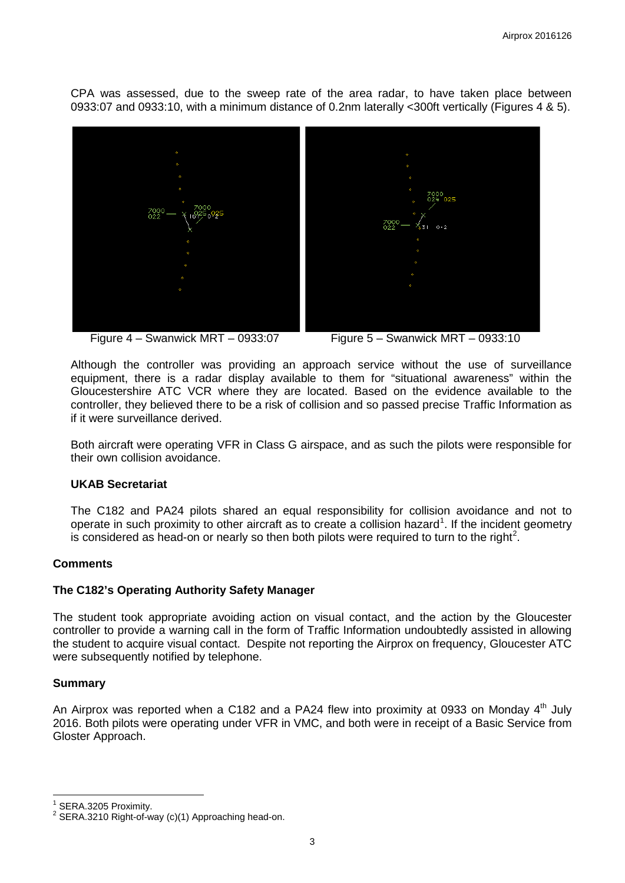CPA was assessed, due to the sweep rate of the area radar, to have taken place between 0933:07 and 0933:10, with a minimum distance of 0.2nm laterally <300ft vertically (Figures 4 & 5).

Figure 4 – Swanwick MRT – 0933:07

Figure 5 – Swanwick MRT – 0933:10

Although the controller was providing an approach service without the use of surveillance equipment, there is a radar display available to them for "situational awareness" within the Gloucestershire ATC VCR where they are located. Based on the evidence available to the controller, they believed there to be a risk of collision and so passed precise Traffic Information as if it were surveillance derived.

Both aircraft were operating VFR in Class G airspace, and as such the pilots were responsible for their own collision avoidance.

### UKAB Secretariat

The C182 and PA24 pilots shared an equal responsibility for collision avoidance and not to operate in such proximity to other aircraft as to create a collision hazard[1]. If the incident geometry is considered as head-on or nearly so then both pilots were required to turn to the right[2].

## Comments

### The C182's Operating Authority Safety Manager

The student took appropriate avoiding action on visual contact, and the action by the Gloucester controller to provide a warning call in the form of Traffic Information undoubtedly assisted in allowing the student to acquire visual contact. Despite not reporting the Airprox on frequency, Gloucester ATC were subsequently notified by telephone.

## Summary

An Airprox was reported when a C182 and a PA24 flew into proximity at 0933 on Monday 4th July 2016. Both pilots were operating under VFR in VMC, and both were in receipt of a Basic Service from Gloster Approach.

[1] SERA.3205 Proximity.
[2] SERA.3210 Right-of-way (c)(1) Approaching head-on.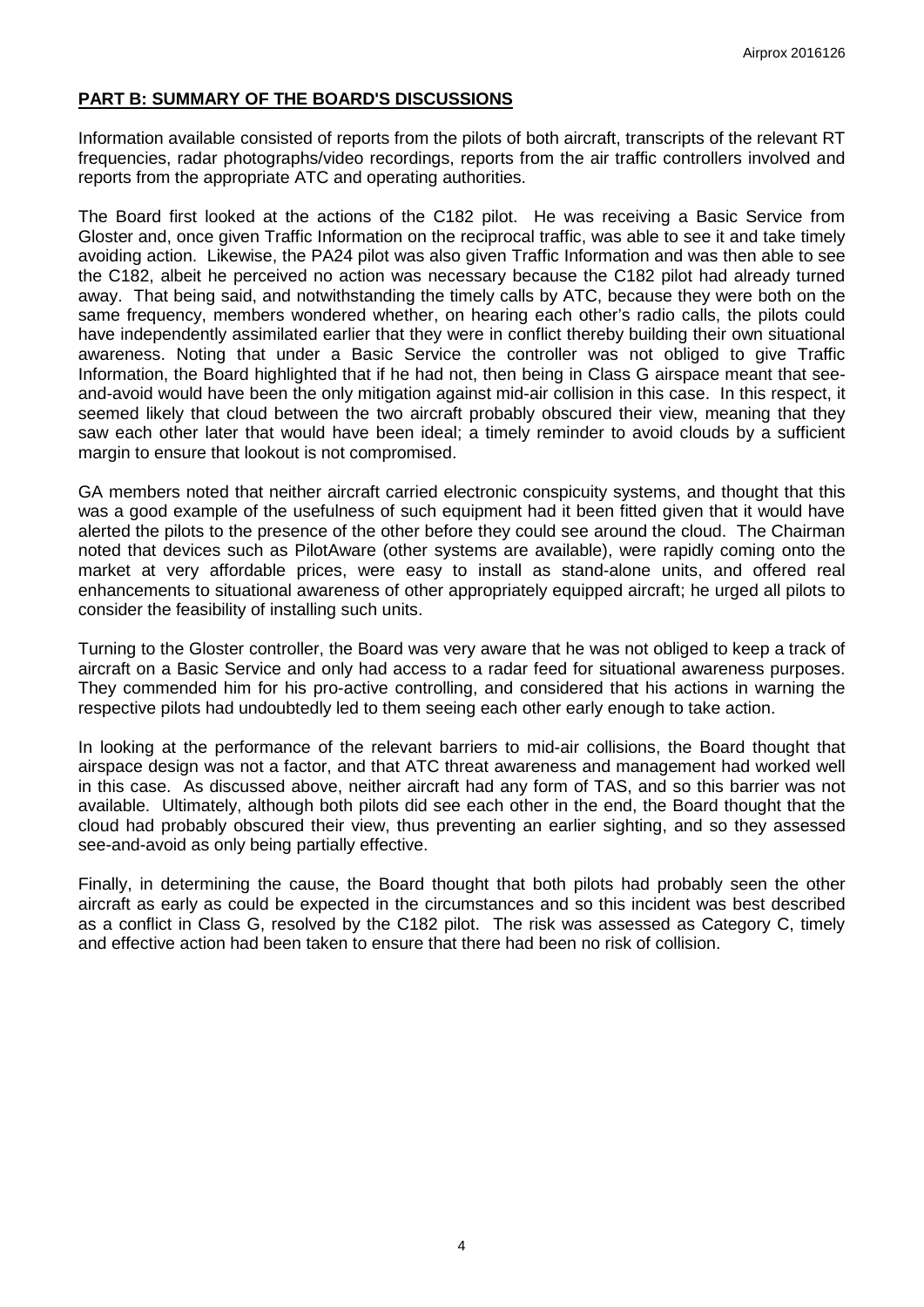## PART B: SUMMARY OF THE BOARD'S DISCUSSIONS

Information available consisted of reports from the pilots of both aircraft, transcripts of the relevant RT frequencies, radar photographs/video recordings, reports from the air traffic controllers involved and reports from the appropriate ATC and operating authorities.

The Board first looked at the actions of the C182 pilot. He was receiving a Basic Service from Gloster and, once given Traffic Information on the reciprocal traffic, was able to see it and take timely avoiding action. Likewise, the PA24 pilot was also given Traffic Information and was then able to see the C182, albeit he perceived no action was necessary because the C182 pilot had already turned away. That being said, and notwithstanding the timely calls by ATC, because they were both on the same frequency, members wondered whether, on hearing each other's radio calls, the pilots could have independently assimilated earlier that they were in conflict thereby building their own situational awareness. Noting that under a Basic Service the controller was not obliged to give Traffic Information, the Board highlighted that if he had not, then being in Class G airspace meant that see-and-avoid would have been the only mitigation against mid-air collision in this case. In this respect, it seemed likely that cloud between the two aircraft probably obscured their view, meaning that they saw each other later that would have been ideal; a timely reminder to avoid clouds by a sufficient margin to ensure that lookout is not compromised.

GA members noted that neither aircraft carried electronic conspicuity systems, and thought that this was a good example of the usefulness of such equipment had it been fitted given that it would have alerted the pilots to the presence of the other before they could see around the cloud. The Chairman noted that devices such as PilotAware (other systems are available), were rapidly coming onto the market at very affordable prices, were easy to install as stand-alone units, and offered real enhancements to situational awareness of other appropriately equipped aircraft; he urged all pilots to consider the feasibility of installing such units.

Turning to the Gloster controller, the Board was very aware that he was not obliged to keep a track of aircraft on a Basic Service and only had access to a radar feed for situational awareness purposes. They commended him for his pro-active controlling, and considered that his actions in warning the respective pilots had undoubtedly led to them seeing each other early enough to take action.

In looking at the performance of the relevant barriers to mid-air collisions, the Board thought that airspace design was not a factor, and that ATC threat awareness and management had worked well in this case. As discussed above, neither aircraft had any form of TAS, and so this barrier was not available. Ultimately, although both pilots did see each other in the end, the Board thought that the cloud had probably obscured their view, thus preventing an earlier sighting, and so they assessed see-and-avoid as only being partially effective.

Finally, in determining the cause, the Board thought that both pilots had probably seen the other aircraft as early as could be expected in the circumstances and so this incident was best described as a conflict in Class G, resolved by the C182 pilot. The risk was assessed as Category C, timely and effective action had been taken to ensure that there had been no risk of collision.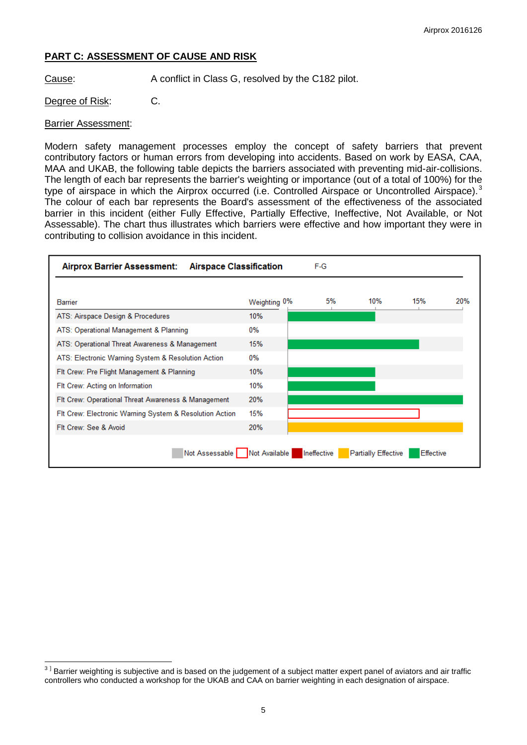## PART C: ASSESSMENT OF CAUSE AND RISK

Cause: A conflict in Class G, resolved by the C182 pilot.

Degree of Risk: C.

Barrier Assessment:

Modern safety management processes employ the concept of safety barriers that prevent contributory factors or human errors from developing into accidents. Based on work by EASA, CAA, MAA and UKAB, the following table depicts the barriers associated with preventing mid-air-collisions. The length of each bar represents the barrier's weighting or importance (out of a total of 100%) for the type of airspace in which the Airprox occurred (i.e. Controlled Airspace or Uncontrolled Airspace).[3] The colour of each bar represents the Board's assessment of the effectiveness of the associated barrier in this incident (either Fully Effective, Partially Effective, Ineffective, Not Available, or Not Assessable). The chart thus illustrates which barriers were effective and how important they were in contributing to collision avoidance in this incident.

Airprox Barrier Assessment: Airspace Classification F-G

Barrier
Weighting
0% 5% 10% 15% 20%

ATS: Airspace Design & Procedures 10%
ATS: Operational Management & Planning 0%
ATS: Operational Threat Awareness & Management 15%
ATS: Electronic Warning System & Resolution Action 0%
Flt Crew: Pre Flight Management & Planning 10%
Flt Crew: Acting on Information 10%
Flt Crew: Operational Threat Awareness & Management 20%
Flt Crew: Electronic Warning System & Resolution Action 15%
Flt Crew: See & Avoid 20%

Not Assessable
Not Available
Ineffective
Partially Effective
Effective

[3] Barrier weighting is subjective and is based on the judgement of a subject matter expert panel of aviators and air traffic controllers who conducted a workshop for the UKAB and CAA on barrier weighting in each designation of airspace.